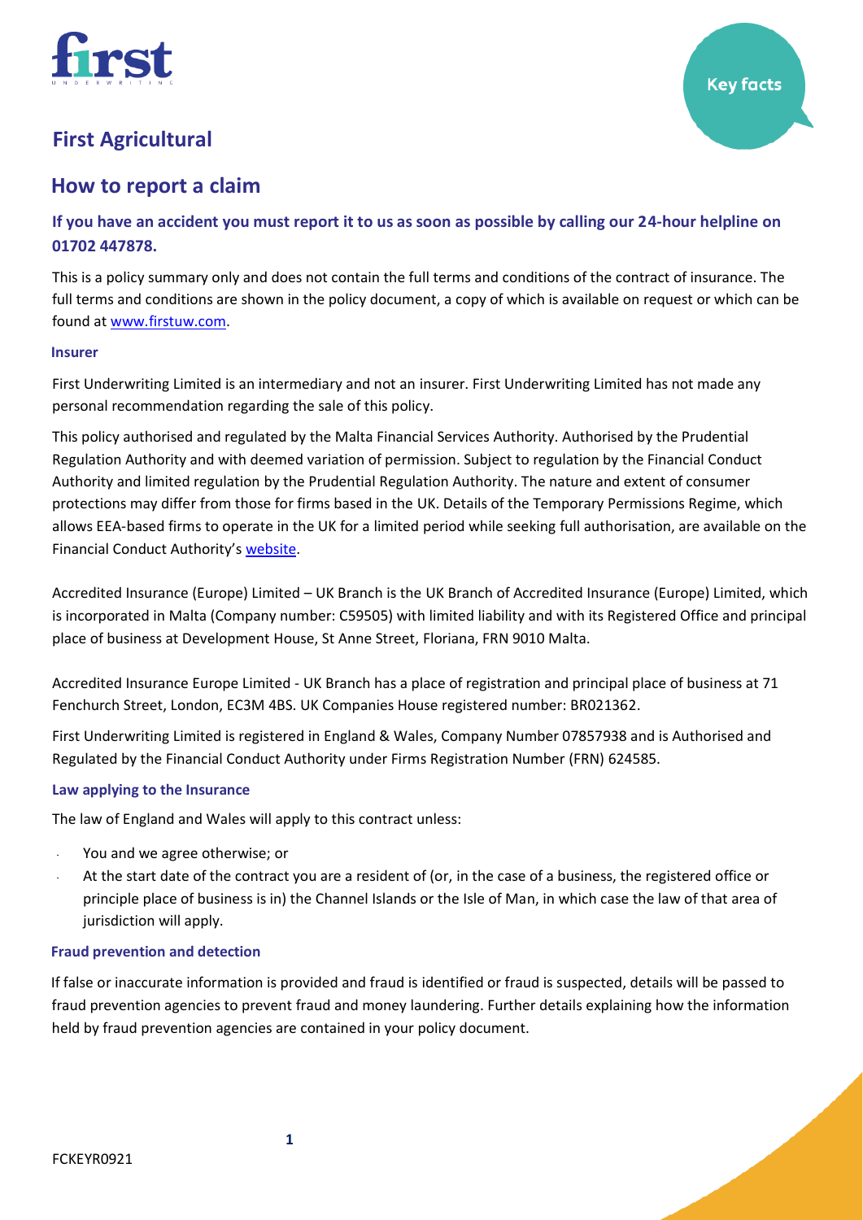# First Agricultural

Key facts

## How to report a claim

### If you have an accident you must report it to us as soon as possible by calling our 24-hour helpline on 01702 447878.

This is a policy summary only and does not contain the full terms and conditions of the contract of insurance. The full terms and conditions are shown in the policy document, a copy of which is available on request or which can be found at www.firstuw.com.

#### Insurer

First Underwriting Limited is an intermediary and not an insurer. First Underwriting Limited has not made any personal recommendation regarding the sale of this policy.

This policy authorised and regulated by the Malta Financial Services Authority. Authorised by the Prudential Regulation Authority and with deemed variation of permission. Subject to regulation by the Financial Conduct Authority and limited regulation by the Prudential Regulation Authority. The nature and extent of consumer protections may differ from those for firms based in the UK. Details of the Temporary Permissions Regime, which allows EEA-based firms to operate in the UK for a limited period while seeking full authorisation, are available on the Financial Conduct Authority's website.

Accredited Insurance (Europe) Limited – UK Branch is the UK Branch of Accredited Insurance (Europe) Limited, which is incorporated in Malta (Company number: C59505) with limited liability and with its Registered Office and principal place of business at Development House, St Anne Street, Floriana, FRN 9010 Malta.

Accredited Insurance Europe Limited - UK Branch has a place of registration and principal place of business at 71 Fenchurch Street, London, EC3M 4BS. UK Companies House registered number: BR021362.

First Underwriting Limited is registered in England & Wales, Company Number 07857938 and is Authorised and Regulated by the Financial Conduct Authority under Firms Registration Number (FRN) 624585.

#### Law applying to the Insurance

The law of England and Wales will apply to this contract unless:

- You and we agree otherwise; or
- At the start date of the contract you are a resident of (or, in the case of a business, the registered office or principle place of business is in) the Channel Islands or the Isle of Man, in which case the law of that area of jurisdiction will apply.

#### Fraud prevention and detection

If false or inaccurate information is provided and fraud is identified or fraud is suspected, details will be passed to fraud prevention agencies to prevent fraud and money laundering. Further details explaining how the information held by fraud prevention agencies are contained in your policy document.

FCKEYR0921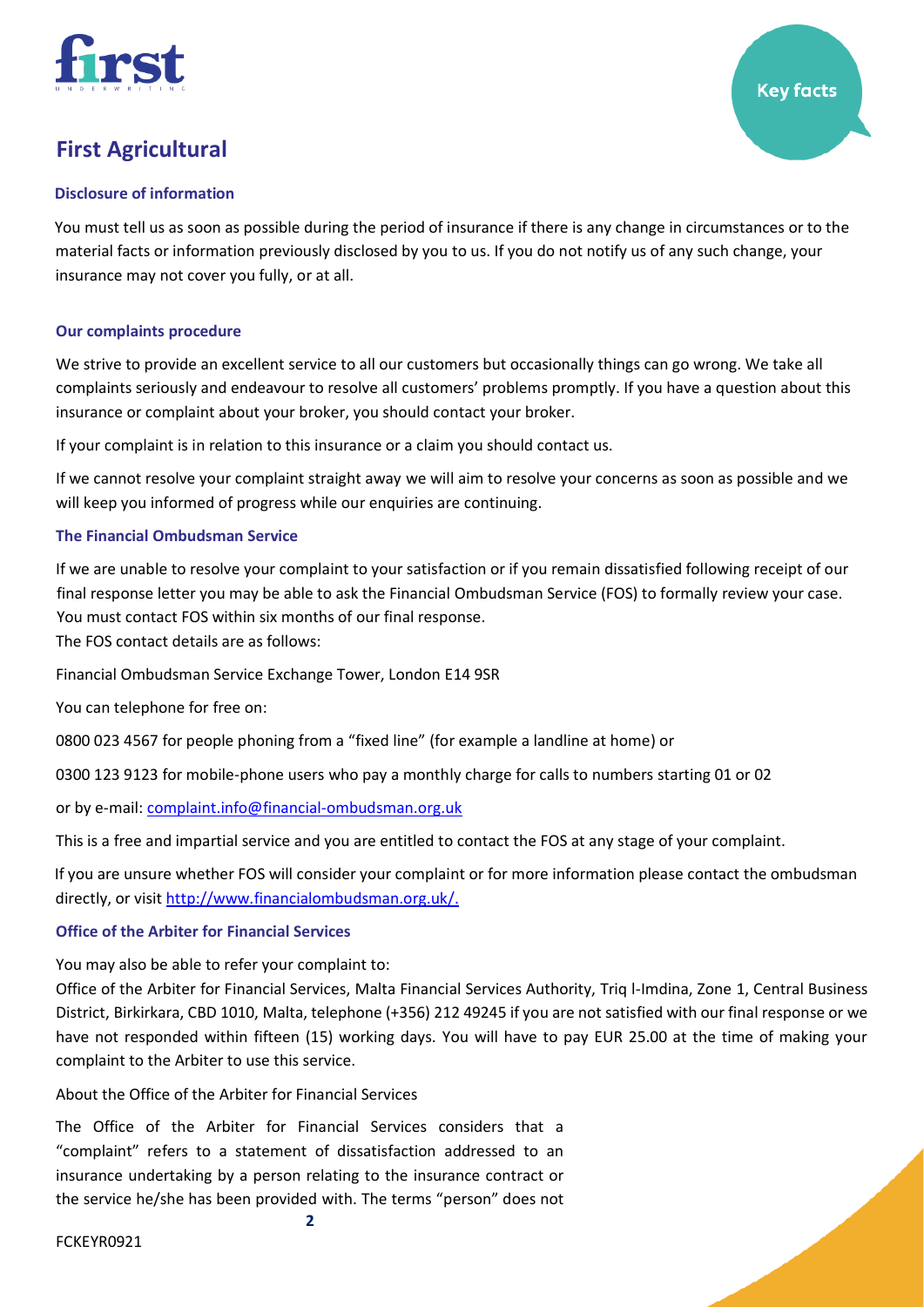# First Agricultural

Key facts

### Disclosure of information

You must tell us as soon as possible during the period of insurance if there is any change in circumstances or to the material facts or information previously disclosed by you to us. If you do not notify us of any such change, your insurance may not cover you fully, or at all.

### Our complaints procedure

We strive to provide an excellent service to all our customers but occasionally things can go wrong. We take all complaints seriously and endeavour to resolve all customers' problems promptly. If you have a question about this insurance or complaint about your broker, you should contact your broker.

If your complaint is in relation to this insurance or a claim you should contact us.

If we cannot resolve your complaint straight away we will aim to resolve your concerns as soon as possible and we will keep you informed of progress while our enquiries are continuing.

### The Financial Ombudsman Service

If we are unable to resolve your complaint to your satisfaction or if you remain dissatisfied following receipt of our final response letter you may be able to ask the Financial Ombudsman Service (FOS) to formally review your case. You must contact FOS within six months of our final response.

The FOS contact details are as follows:

Financial Ombudsman Service Exchange Tower, London E14 9SR

You can telephone for free on:

0800 023 4567 for people phoning from a "fixed line" (for example a landline at home) or

0300 123 9123 for mobile-phone users who pay a monthly charge for calls to numbers starting 01 or 02

or by e-mail: [complaint.info@financial-ombudsman.org.uk](mailto:complaint.info@financial-ombudsman.org.uk)

This is a free and impartial service and you are entitled to contact the FOS at any stage of your complaint.

If you are unsure whether FOS will consider your complaint or for more information please contact the ombudsman directly, or visit [http://www.financialombudsman.org.uk/.](http://www.financialombudsman.org.uk/)

### Office of the Arbiter for Financial Services

You may also be able to refer your complaint to:

Office of the Arbiter for Financial Services, Malta Financial Services Authority, Triq l-Imdina, Zone 1, Central Business District, Birkirkara, CBD 1010, Malta, telephone (+356) 212 49245 if you are not satisfied with our final response or we have not responded within fifteen (15) working days. You will have to pay EUR 25.00 at the time of making your complaint to the Arbiter to use this service.

About the Office of the Arbiter for Financial Services

The Office of the Arbiter for Financial Services considers that a "complaint" refers to a statement of dissatisfaction addressed to an insurance undertaking by a person relating to the insurance contract or the service he/she has been provided with. The terms "person" does not

FCKEYR0921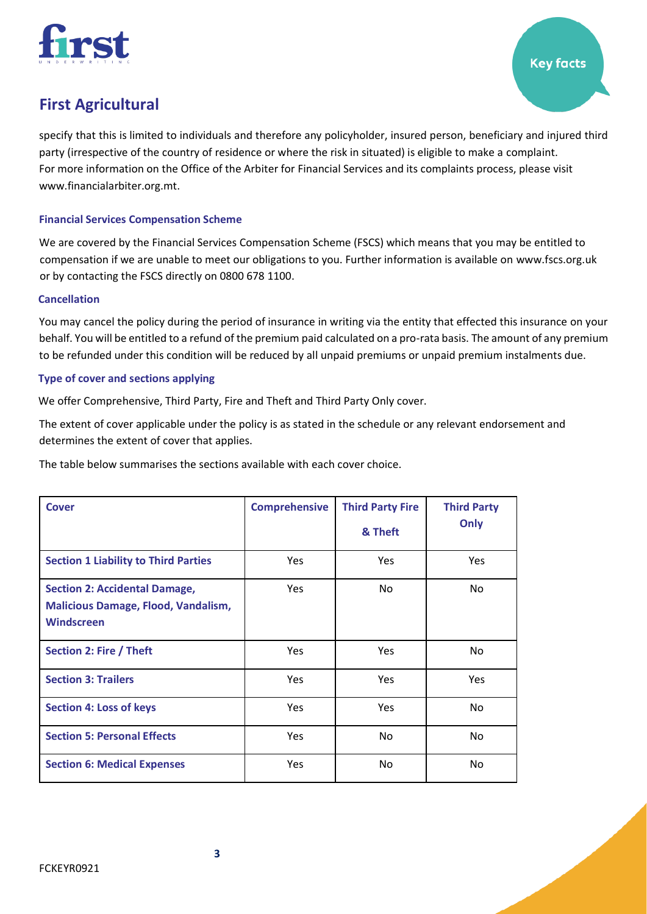# First Agricultural

specify that this is limited to individuals and therefore any policyholder, insured person, beneficiary and injured third party (irrespective of the country of residence or where the risk in situated) is eligible to make a complaint. For more information on the Office of the Arbiter for Financial Services and its complaints process, please visit www.financialarbiter.org.mt.

### Financial Services Compensation Scheme

We are covered by the Financial Services Compensation Scheme (FSCS) which means that you may be entitled to compensation if we are unable to meet our obligations to you. Further information is available on www.fscs.org.uk or by contacting the FSCS directly on 0800 678 1100.

### Cancellation

You may cancel the policy during the period of insurance in writing via the entity that effected this insurance on your behalf. You will be entitled to a refund of the premium paid calculated on a pro-rata basis. The amount of any premium to be refunded under this condition will be reduced by all unpaid premiums or unpaid premium instalments due.

### Type of cover and sections applying

We offer Comprehensive, Third Party, Fire and Theft and Third Party Only cover.

The extent of cover applicable under the policy is as stated in the schedule or any relevant endorsement and determines the extent of cover that applies.

The table below summarises the sections available with each cover choice.

| Cover | Comprehensive | Third Party Fire & Theft | Third Party Only |
|---|---|---|---|
| **Section 1 Liability to Third Parties** | Yes | Yes | Yes |
| **Section 2: Accidental Damage, Malicious Damage, Flood, Vandalism, Windscreen** | Yes | No | No |
| **Section 2: Fire / Theft** | Yes | Yes | No |
| **Section 3: Trailers** | Yes | Yes | Yes |
| **Section 4: Loss of keys** | Yes | Yes | No |
| **Section 5: Personal Effects** | Yes | No | No |
| **Section 6: Medical Expenses** | Yes | No | No |

FCKEYR0921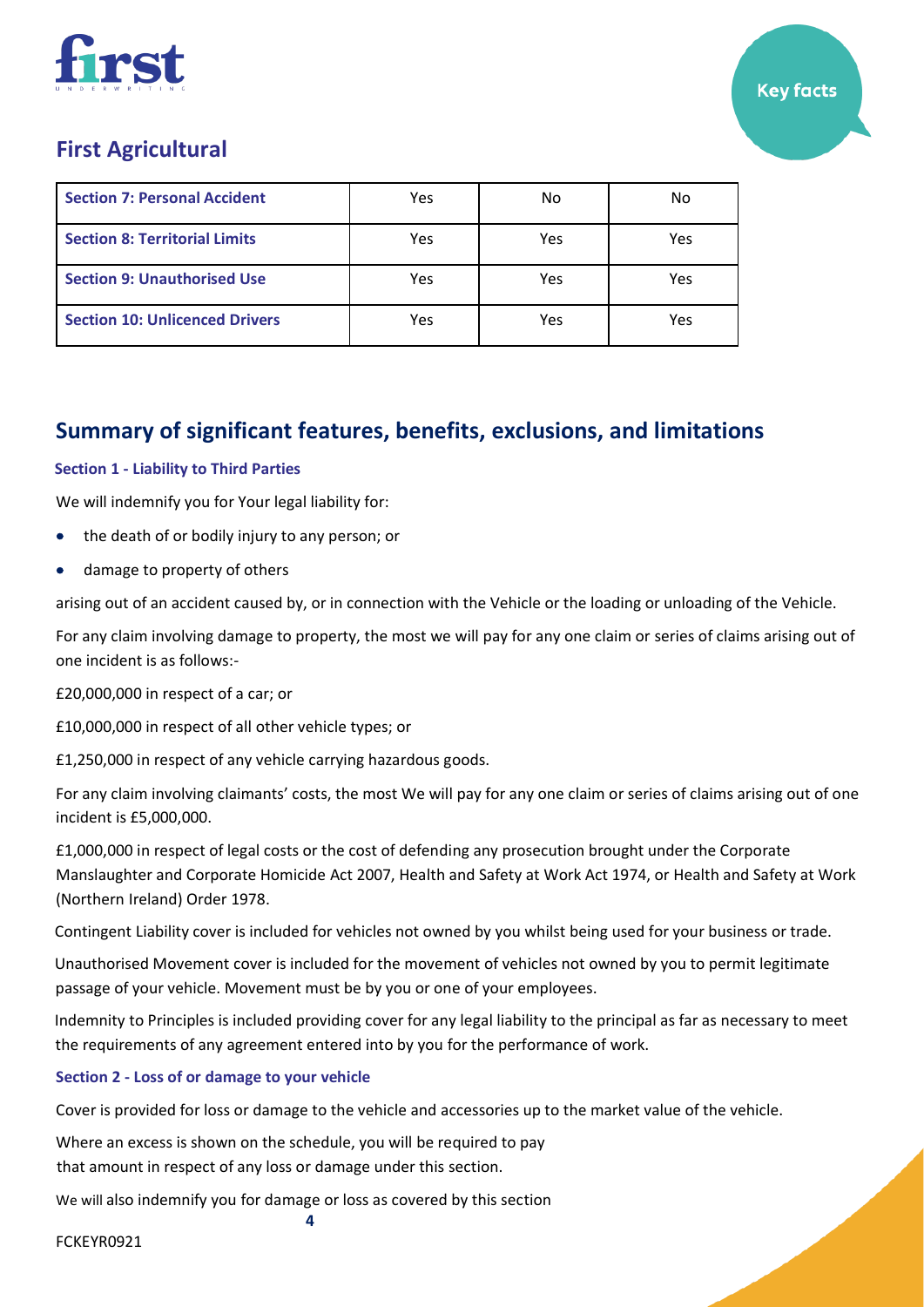# First Agricultural

| Section 7: Personal Accident | Yes | No | No |
|---|---|---|---|
| **Section 8: Territorial Limits** | Yes | Yes | Yes |
| **Section 9: Unauthorised Use** | Yes | Yes | Yes |
| **Section 10: Unlicenced Drivers** | Yes | Yes | Yes |

## Summary of significant features, benefits, exclusions, and limitations

### Section 1 - Liability to Third Parties

We will indemnify you for Your legal liability for:

- the death of or bodily injury to any person; or
- damage to property of others

arising out of an accident caused by, or in connection with the Vehicle or the loading or unloading of the Vehicle.

For any claim involving damage to property, the most we will pay for any one claim or series of claims arising out of one incident is as follows:-

£20,000,000 in respect of a car; or

£10,000,000 in respect of all other vehicle types; or

£1,250,000 in respect of any vehicle carrying hazardous goods.

For any claim involving claimants' costs, the most We will pay for any one claim or series of claims arising out of one incident is £5,000,000.

£1,000,000 in respect of legal costs or the cost of defending any prosecution brought under the Corporate Manslaughter and Corporate Homicide Act 2007, Health and Safety at Work Act 1974, or Health and Safety at Work (Northern Ireland) Order 1978.

Contingent Liability cover is included for vehicles not owned by you whilst being used for your business or trade.

Unauthorised Movement cover is included for the movement of vehicles not owned by you to permit legitimate passage of your vehicle. Movement must be by you or one of your employees.

Indemnity to Principles is included providing cover for any legal liability to the principal as far as necessary to meet the requirements of any agreement entered into by you for the performance of work.

### Section 2 - Loss of or damage to your vehicle

Cover is provided for loss or damage to the vehicle and accessories up to the market value of the vehicle.

Where an excess is shown on the schedule, you will be required to pay that amount in respect of any loss or damage under this section.

We will also indemnify you for damage or loss as covered by this section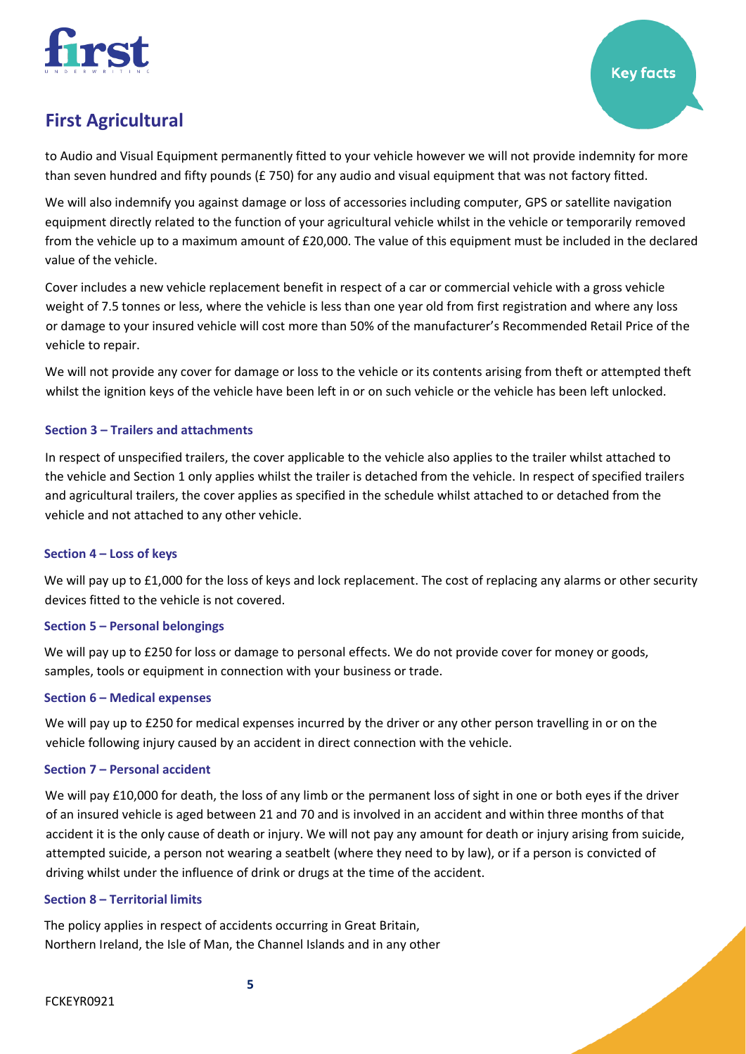to Audio and Visual Equipment permanently fitted to your vehicle however we will not provide indemnity for more than seven hundred and fifty pounds (£ 750) for any audio and visual equipment that was not factory fitted.

We will also indemnify you against damage or loss of accessories including computer, GPS or satellite navigation equipment directly related to the function of your agricultural vehicle whilst in the vehicle or temporarily removed from the vehicle up to a maximum amount of £20,000. The value of this equipment must be included in the declared value of the vehicle.

Cover includes a new vehicle replacement benefit in respect of a car or commercial vehicle with a gross vehicle weight of 7.5 tonnes or less, where the vehicle is less than one year old from first registration and where any loss or damage to your insured vehicle will cost more than 50% of the manufacturer's Recommended Retail Price of the vehicle to repair.

We will not provide any cover for damage or loss to the vehicle or its contents arising from theft or attempted theft whilst the ignition keys of the vehicle have been left in or on such vehicle or the vehicle has been left unlocked.

### Section 3 – Trailers and attachments

In respect of unspecified trailers, the cover applicable to the vehicle also applies to the trailer whilst attached to the vehicle and Section 1 only applies whilst the trailer is detached from the vehicle. In respect of specified trailers and agricultural trailers, the cover applies as specified in the schedule whilst attached to or detached from the vehicle and not attached to any other vehicle.

### Section 4 – Loss of keys

We will pay up to £1,000 for the loss of keys and lock replacement. The cost of replacing any alarms or other security devices fitted to the vehicle is not covered.

### Section 5 – Personal belongings

We will pay up to £250 for loss or damage to personal effects. We do not provide cover for money or goods, samples, tools or equipment in connection with your business or trade.

### Section 6 – Medical expenses

We will pay up to £250 for medical expenses incurred by the driver or any other person travelling in or on the vehicle following injury caused by an accident in direct connection with the vehicle.

### Section 7 – Personal accident

We will pay £10,000 for death, the loss of any limb or the permanent loss of sight in one or both eyes if the driver of an insured vehicle is aged between 21 and 70 and is involved in an accident and within three months of that accident it is the only cause of death or injury. We will not pay any amount for death or injury arising from suicide, attempted suicide, a person not wearing a seatbelt (where they need to by law), or if a person is convicted of driving whilst under the influence of drink or drugs at the time of the accident.

### Section 8 – Territorial limits

The policy applies in respect of accidents occurring in Great Britain, Northern Ireland, the Isle of Man, the Channel Islands and in any other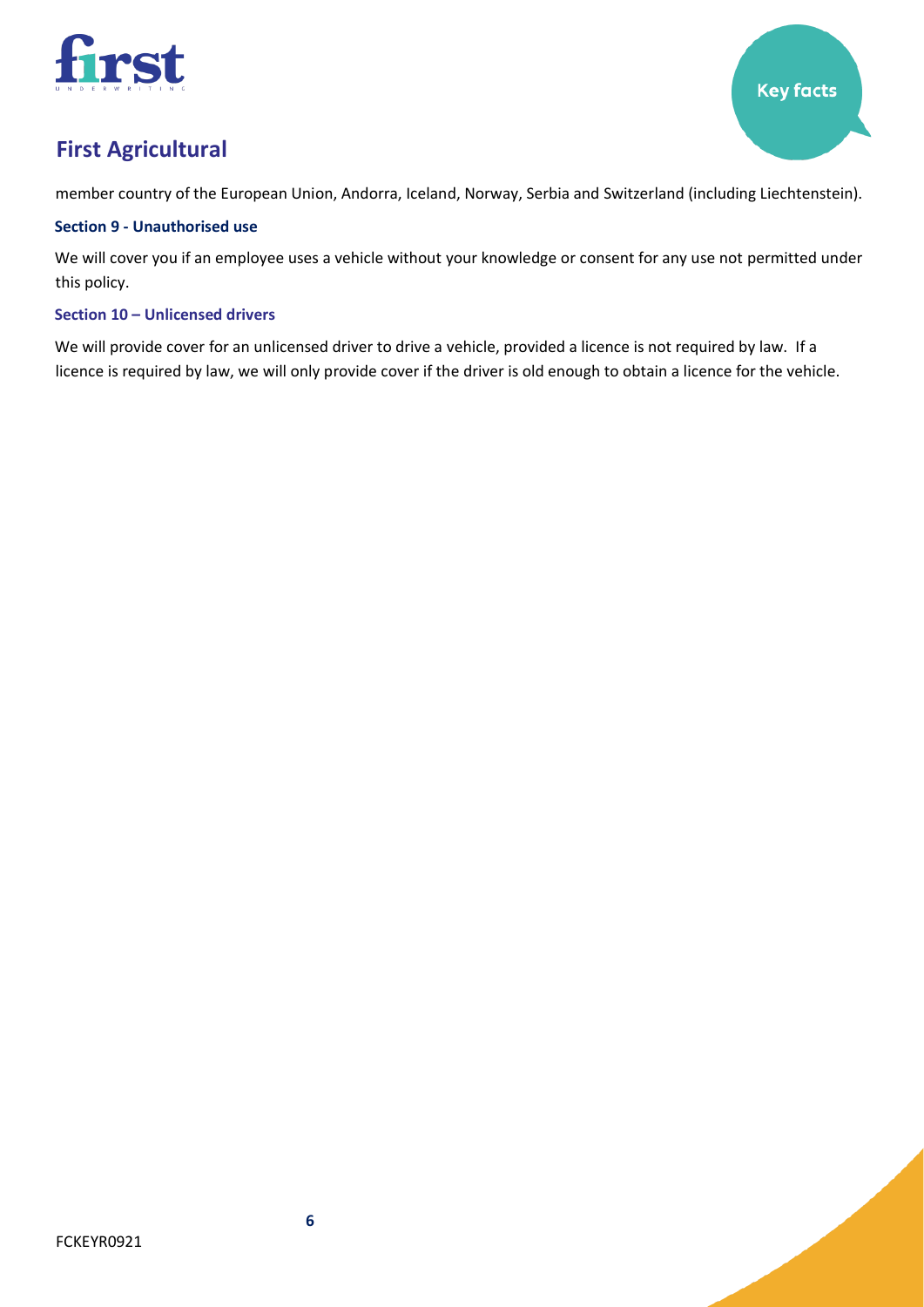member country of the European Union, Andorra, Iceland, Norway, Serbia and Switzerland (including Liechtenstein).

### Section 9 - Unauthorised use

We will cover you if an employee uses a vehicle without your knowledge or consent for any use not permitted under this policy.

### Section 10 – Unlicensed drivers

We will provide cover for an unlicensed driver to drive a vehicle, provided a licence is not required by law. If a licence is required by law, we will only provide cover if the driver is old enough to obtain a licence for the vehicle.